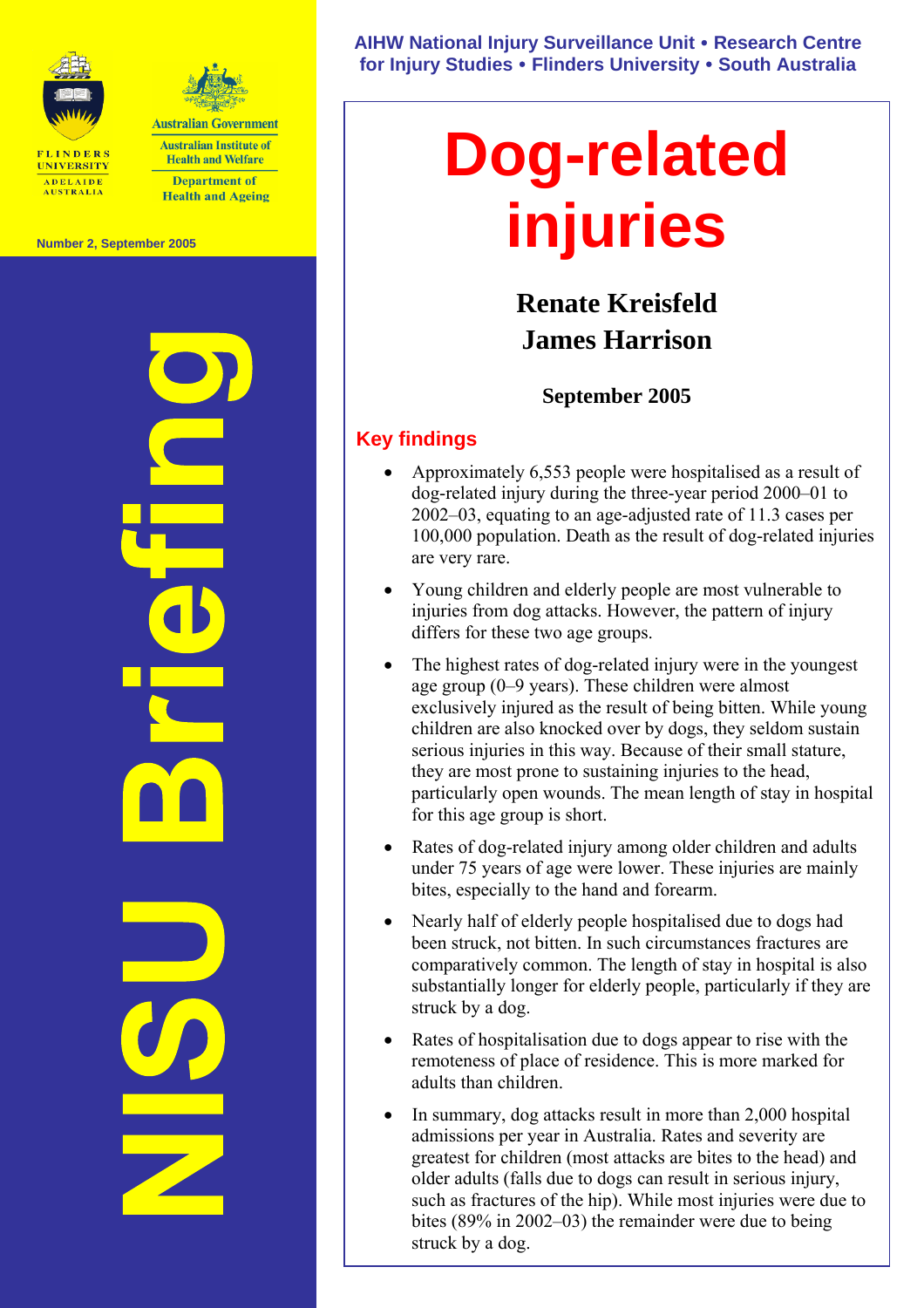AIHW National Injury Surveillance Unit • Research Centre for Injury Studies • Flinders University • South Australia

FLINDERS UNIVERSITY ADELAIDE AUSTRALIA

Australian Government
Australian Institute of Health and Welfare
Department of Health and Ageing

Number 2, September 2005

NISU Briefing

# Dog-related injuries

**Renate Kreisfeld**
**James Harrison**

**September 2005**

## Key findings

- Approximately 6,553 people were hospitalised as a result of dog-related injury during the three-year period 2000–01 to 2002–03, equating to an age-adjusted rate of 11.3 cases per 100,000 population. Death as the result of dog-related injuries are very rare.
- Young children and elderly people are most vulnerable to injuries from dog attacks. However, the pattern of injury differs for these two age groups.
- The highest rates of dog-related injury were in the youngest age group (0–9 years). These children were almost exclusively injured as the result of being bitten. While young children are also knocked over by dogs, they seldom sustain serious injuries in this way. Because of their small stature, they are most prone to sustaining injuries to the head, particularly open wounds. The mean length of stay in hospital for this age group is short.
- Rates of dog-related injury among older children and adults under 75 years of age were lower. These injuries are mainly bites, especially to the hand and forearm.
- Nearly half of elderly people hospitalised due to dogs had been struck, not bitten. In such circumstances fractures are comparatively common. The length of stay in hospital is also substantially longer for elderly people, particularly if they are struck by a dog.
- Rates of hospitalisation due to dogs appear to rise with the remoteness of place of residence. This is more marked for adults than children.
- In summary, dog attacks result in more than 2,000 hospital admissions per year in Australia. Rates and severity are greatest for children (most attacks are bites to the head) and older adults (falls due to dogs can result in serious injury, such as fractures of the hip). While most injuries were due to bites (89% in 2002–03) the remainder were due to being struck by a dog.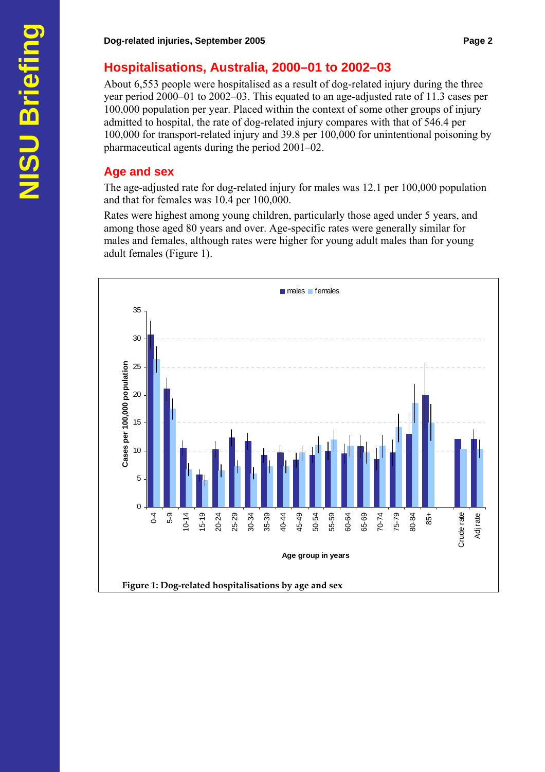## Hospitalisations, Australia, 2000–01 to 2002–03

About 6,553 people were hospitalised as a result of dog-related injury during the three year period 2000–01 to 2002–03. This equated to an age-adjusted rate of 11.3 cases per 100,000 population per year. Placed within the context of some other groups of injury admitted to hospital, the rate of dog-related injury compares with that of 546.4 per 100,000 for transport-related injury and 39.8 per 100,000 for unintentional poisoning by pharmaceutical agents during the period 2001–02.

## Age and sex

The age-adjusted rate for dog-related injury for males was 12.1 per 100,000 population and that for females was 10.4 per 100,000.

Rates were highest among young children, particularly those aged under 5 years, and among those aged 80 years and over. Age-specific rates were generally similar for males and females, although rates were higher for young adult males than for young adult females (Figure 1).

**Figure 1: Dog-related hospitalisations by age and sex**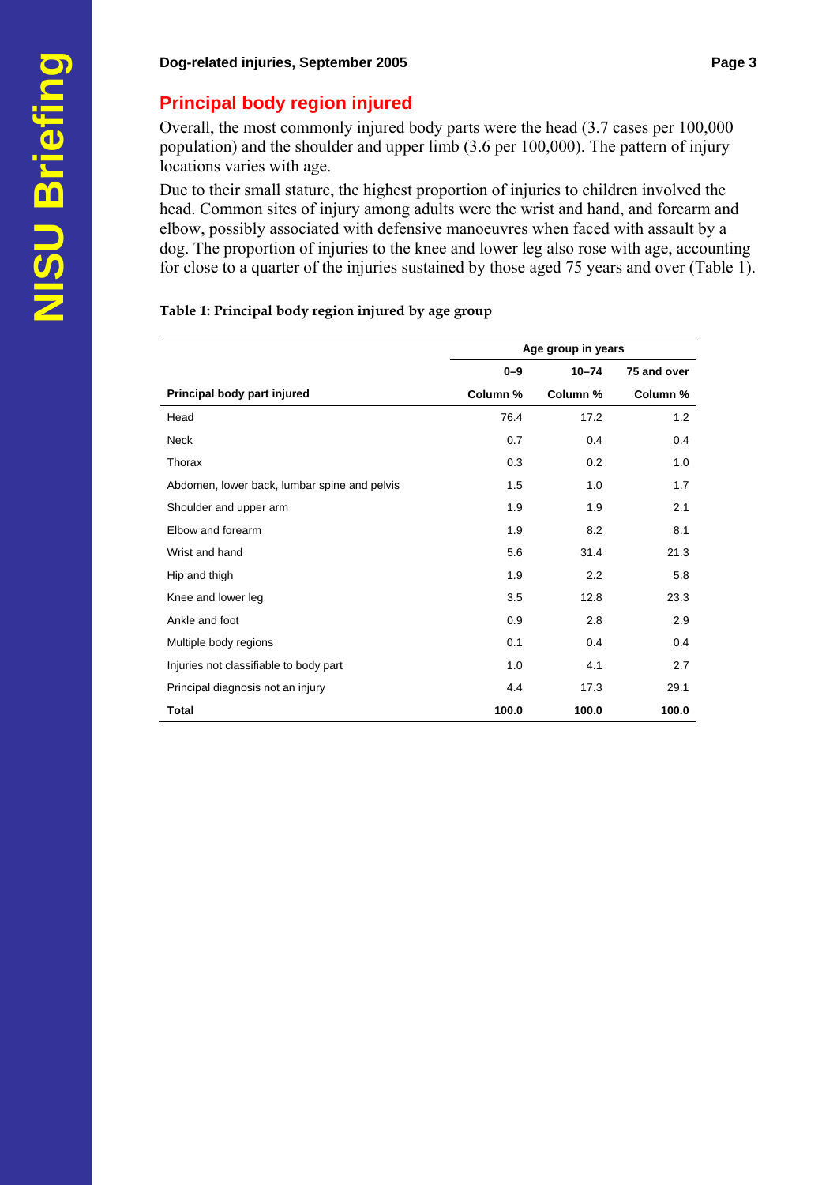## Principal body region injured

Overall, the most commonly injured body parts were the head (3.7 cases per 100,000 population) and the shoulder and upper limb (3.6 per 100,000). The pattern of injury locations varies with age.

Due to their small stature, the highest proportion of injuries to children involved the head. Common sites of injury among adults were the wrist and hand, and forearm and elbow, possibly associated with defensive manoeuvres when faced with assault by a dog. The proportion of injuries to the knee and lower leg also rose with age, accounting for close to a quarter of the injuries sustained by those aged 75 years and over (Table 1).

**Table 1: Principal body region injured by age group**

| | Age group in years | | |
|---|---|---|---|
| | 0–9 | 10–74 | 75 and over |
| **Principal body part injured** | **Column %** | **Column %** | **Column %** |
| Head | 76.4 | 17.2 | 1.2 |
| Neck | 0.7 | 0.4 | 0.4 |
| Thorax | 0.3 | 0.2 | 1.0 |
| Abdomen, lower back, lumbar spine and pelvis | 1.5 | 1.0 | 1.7 |
| Shoulder and upper arm | 1.9 | 1.9 | 2.1 |
| Elbow and forearm | 1.9 | 8.2 | 8.1 |
| Wrist and hand | 5.6 | 31.4 | 21.3 |
| Hip and thigh | 1.9 | 2.2 | 5.8 |
| Knee and lower leg | 3.5 | 12.8 | 23.3 |
| Ankle and foot | 0.9 | 2.8 | 2.9 |
| Multiple body regions | 0.1 | 0.4 | 0.4 |
| Injuries not classifiable to body part | 1.0 | 4.1 | 2.7 |
| Principal diagnosis not an injury | 4.4 | 17.3 | 29.1 |
| **Total** | **100.0** | **100.0** | **100.0** |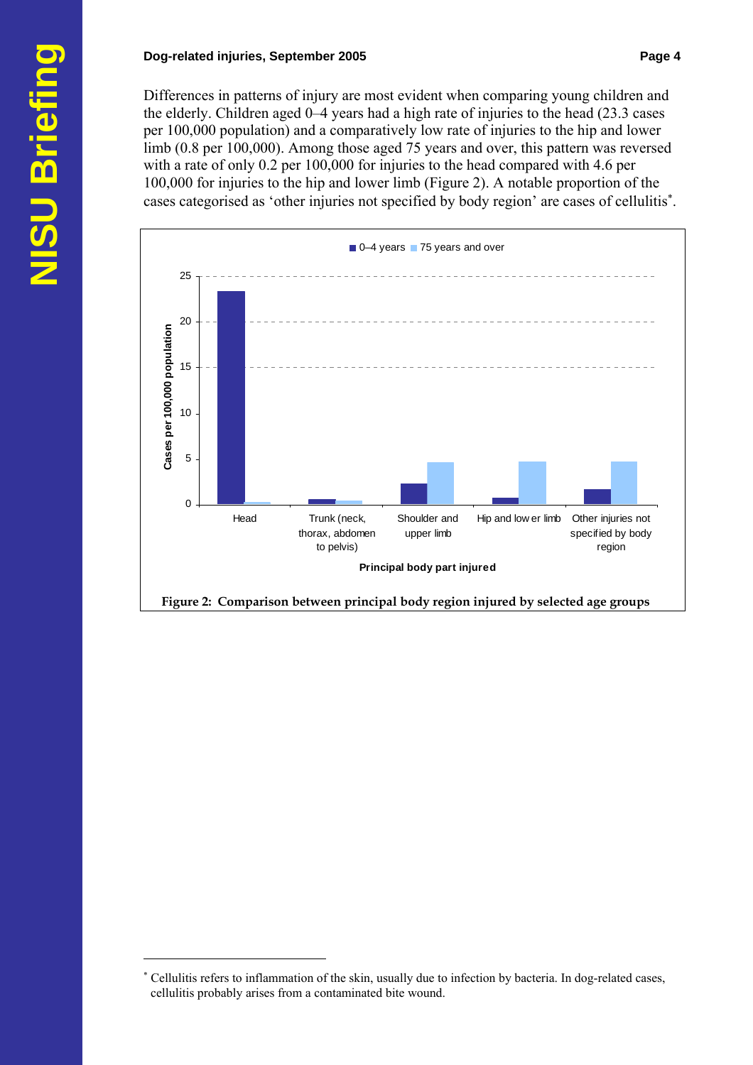Differences in patterns of injury are most evident when comparing young children and the elderly. Children aged 0–4 years had a high rate of injuries to the head (23.3 cases per 100,000 population) and a comparatively low rate of injuries to the hip and lower limb (0.8 per 100,000). Among those aged 75 years and over, this pattern was reversed with a rate of only 0.2 per 100,000 for injuries to the head compared with 4.6 per 100,000 for injuries to the hip and lower limb (Figure 2). A notable proportion of the cases categorised as 'other injuries not specified by body region' are cases of cellulitis*.

**Figure 2: Comparison between principal body region injured by selected age groups**

---

* Cellulitis refers to inflammation of the skin, usually due to infection by bacteria. In dog-related cases, cellulitis probably arises from a contaminated bite wound.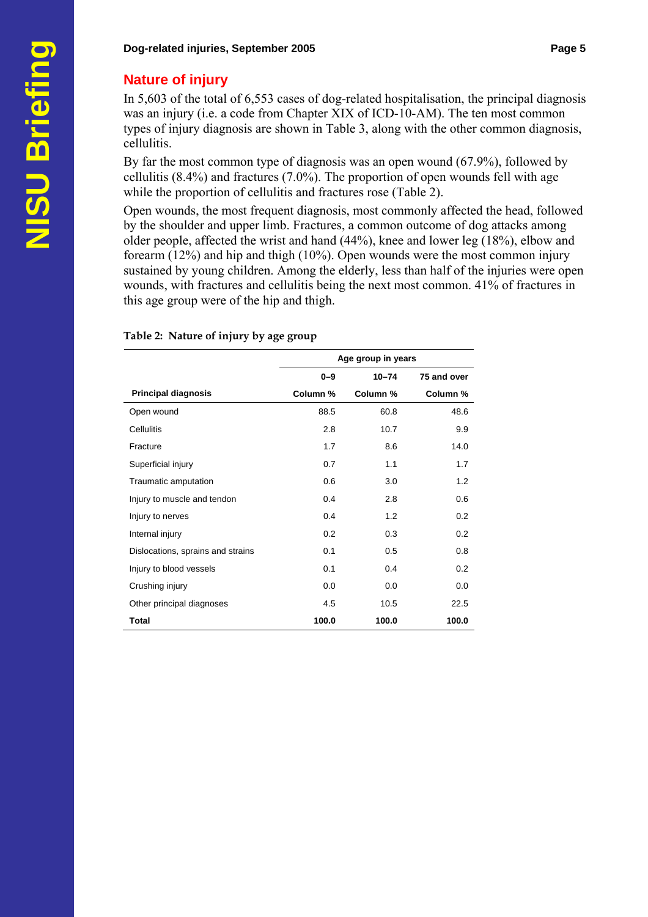## Nature of injury

In 5,603 of the total of 6,553 cases of dog-related hospitalisation, the principal diagnosis was an injury (i.e. a code from Chapter XIX of ICD-10-AM). The ten most common types of injury diagnosis are shown in Table 3, along with the other common diagnosis, cellulitis.

By far the most common type of diagnosis was an open wound (67.9%), followed by cellulitis (8.4%) and fractures (7.0%). The proportion of open wounds fell with age while the proportion of cellulitis and fractures rose (Table 2).

Open wounds, the most frequent diagnosis, most commonly affected the head, followed by the shoulder and upper limb. Fractures, a common outcome of dog attacks among older people, affected the wrist and hand (44%), knee and lower leg (18%), elbow and forearm (12%) and hip and thigh (10%). Open wounds were the most common injury sustained by young children. Among the elderly, less than half of the injuries were open wounds, with fractures and cellulitis being the next most common. 41% of fractures in this age group were of the hip and thigh.

**Table 2: Nature of injury by age group**

| | Age group in years | | |
|---|---|---|---|
| | 0–9 | 10–74 | 75 and over |
| **Principal diagnosis** | **Column %** | **Column %** | **Column %** |
| Open wound | 88.5 | 60.8 | 48.6 |
| Cellulitis | 2.8 | 10.7 | 9.9 |
| Fracture | 1.7 | 8.6 | 14.0 |
| Superficial injury | 0.7 | 1.1 | 1.7 |
| Traumatic amputation | 0.6 | 3.0 | 1.2 |
| Injury to muscle and tendon | 0.4 | 2.8 | 0.6 |
| Injury to nerves | 0.4 | 1.2 | 0.2 |
| Internal injury | 0.2 | 0.3 | 0.2 |
| Dislocations, sprains and strains | 0.1 | 0.5 | 0.8 |
| Injury to blood vessels | 0.1 | 0.4 | 0.2 |
| Crushing injury | 0.0 | 0.0 | 0.0 |
| Other principal diagnoses | 4.5 | 10.5 | 22.5 |
| **Total** | **100.0** | **100.0** | **100.0** |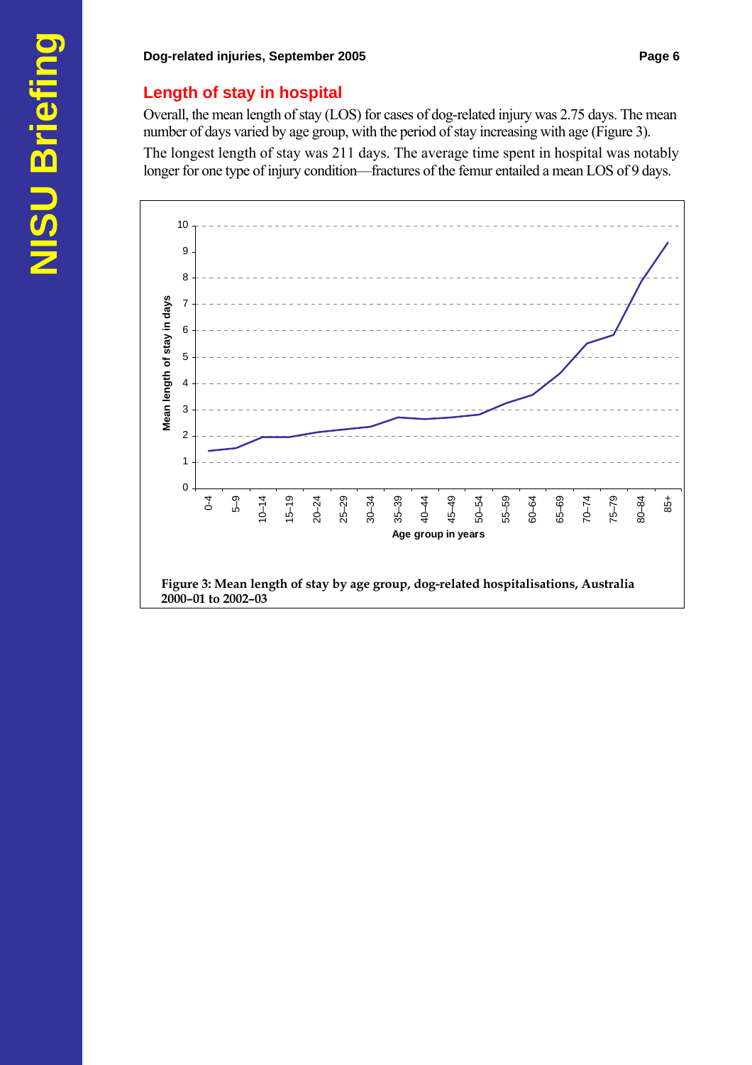## Length of stay in hospital

Overall, the mean length of stay (LOS) for cases of dog-related injury was 2.75 days. The mean number of days varied by age group, with the period of stay increasing with age (Figure 3).

The longest length of stay was 211 days. The average time spent in hospital was notably longer for one type of injury condition—fractures of the femur entailed a mean LOS of 9 days.

**Figure 3: Mean length of stay by age group, dog-related hospitalisations, Australia 2000–01 to 2002–03**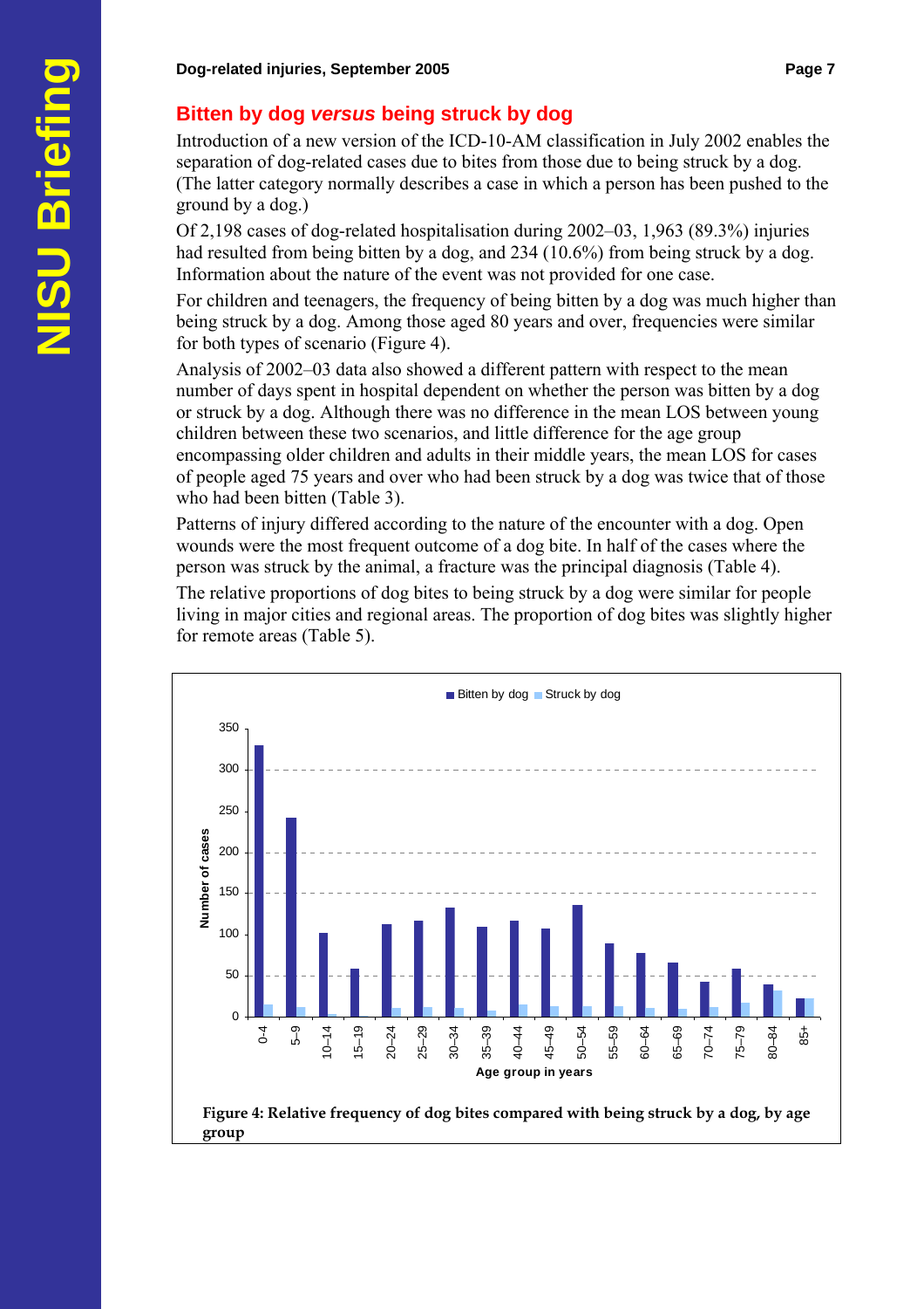## Bitten by dog *versus* being struck by dog

Introduction of a new version of the ICD-10-AM classification in July 2002 enables the separation of dog-related cases due to bites from those due to being struck by a dog. (The latter category normally describes a case in which a person has been pushed to the ground by a dog.)

Of 2,198 cases of dog-related hospitalisation during 2002–03, 1,963 (89.3%) injuries had resulted from being bitten by a dog, and 234 (10.6%) from being struck by a dog. Information about the nature of the event was not provided for one case.

For children and teenagers, the frequency of being bitten by a dog was much higher than being struck by a dog. Among those aged 80 years and over, frequencies were similar for both types of scenario (Figure 4).

Analysis of 2002–03 data also showed a different pattern with respect to the mean number of days spent in hospital dependent on whether the person was bitten by a dog or struck by a dog. Although there was no difference in the mean LOS between young children between these two scenarios, and little difference for the age group encompassing older children and adults in their middle years, the mean LOS for cases of people aged 75 years and over who had been struck by a dog was twice that of those who had been bitten (Table 3).

Patterns of injury differed according to the nature of the encounter with a dog. Open wounds were the most frequent outcome of a dog bite. In half of the cases where the person was struck by the animal, a fracture was the principal diagnosis (Table 4).

The relative proportions of dog bites to being struck by a dog were similar for people living in major cities and regional areas. The proportion of dog bites was slightly higher for remote areas (Table 5).

**Figure 4: Relative frequency of dog bites compared with being struck by a dog, by age group**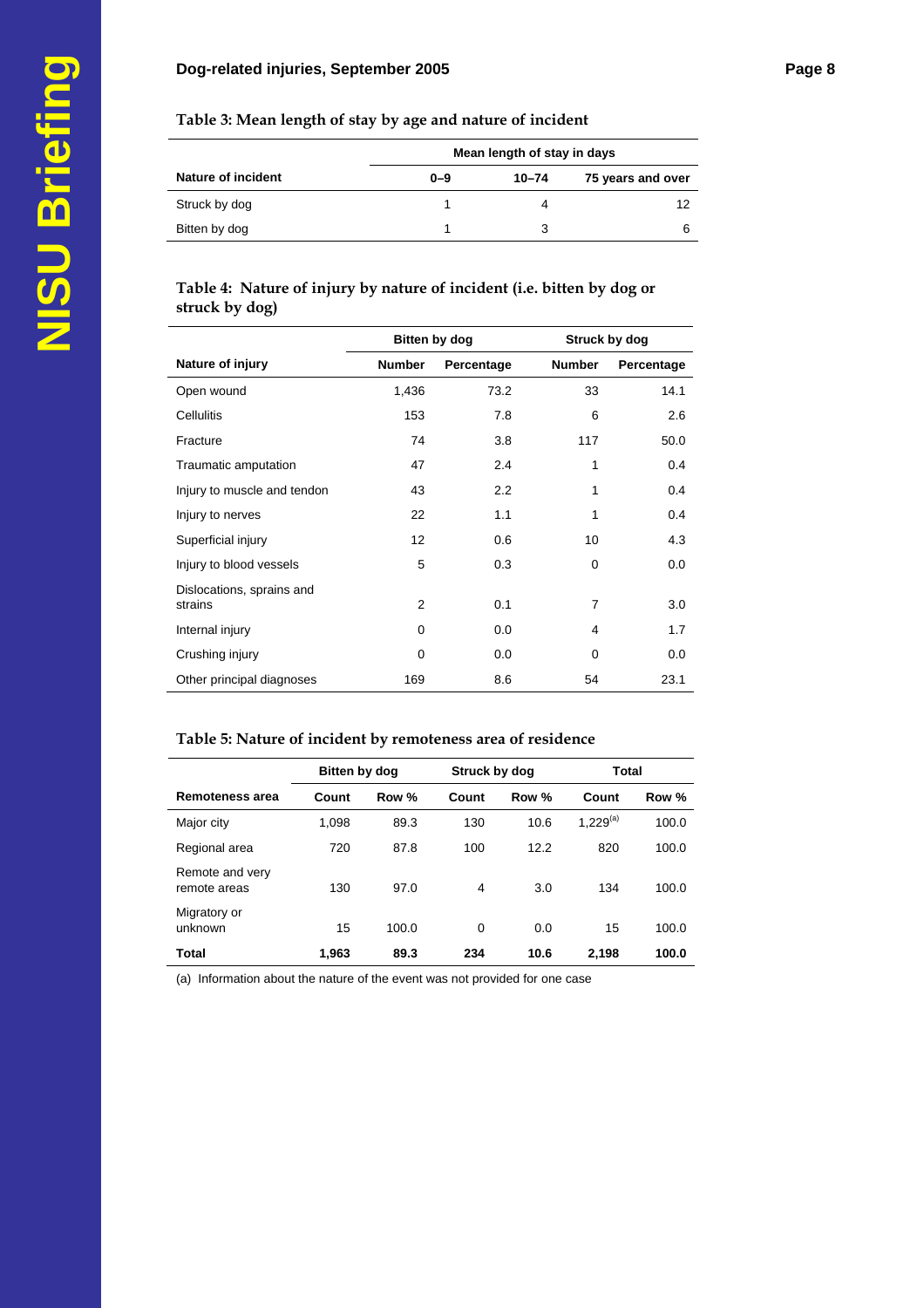**Table 3: Mean length of stay by age and nature of incident**

| | Mean length of stay in days | | |
|---|---|---|---|
| Nature of incident | 0–9 | 10–74 | 75 years and over |
| Struck by dog | 1 | 4 | 12 |
| Bitten by dog | 1 | 3 | 6 |

**Table 4: Nature of injury by nature of incident (i.e. bitten by dog or struck by dog)**

| | Bitten by dog | | Struck by dog | |
|---|---|---|---|---|
| Nature of injury | Number | Percentage | Number | Percentage |
| Open wound | 1,436 | 73.2 | 33 | 14.1 |
| Cellulitis | 153 | 7.8 | 6 | 2.6 |
| Fracture | 74 | 3.8 | 117 | 50.0 |
| Traumatic amputation | 47 | 2.4 | 1 | 0.4 |
| Injury to muscle and tendon | 43 | 2.2 | 1 | 0.4 |
| Injury to nerves | 22 | 1.1 | 1 | 0.4 |
| Superficial injury | 12 | 0.6 | 10 | 4.3 |
| Injury to blood vessels | 5 | 0.3 | 0 | 0.0 |
| Dislocations, sprains and strains | 2 | 0.1 | 7 | 3.0 |
| Internal injury | 0 | 0.0 | 4 | 1.7 |
| Crushing injury | 0 | 0.0 | 0 | 0.0 |
| Other principal diagnoses | 169 | 8.6 | 54 | 23.1 |

**Table 5: Nature of incident by remoteness area of residence**

| | Bitten by dog | | Struck by dog | | Total | |
|---|---|---|---|---|---|---|
| Remoteness area | Count | Row % | Count | Row % | Count | Row % |
| Major city | 1,098 | 89.3 | 130 | 10.6 | 1,229[(a)] | 100.0 |
| Regional area | 720 | 87.8 | 100 | 12.2 | 820 | 100.0 |
| Remote and very remote areas | 130 | 97.0 | 4 | 3.0 | 134 | 100.0 |
| Migratory or unknown | 15 | 100.0 | 0 | 0.0 | 15 | 100.0 |
| **Total** | **1,963** | **89.3** | **234** | **10.6** | **2,198** | **100.0** |

(a) Information about the nature of the event was not provided for one case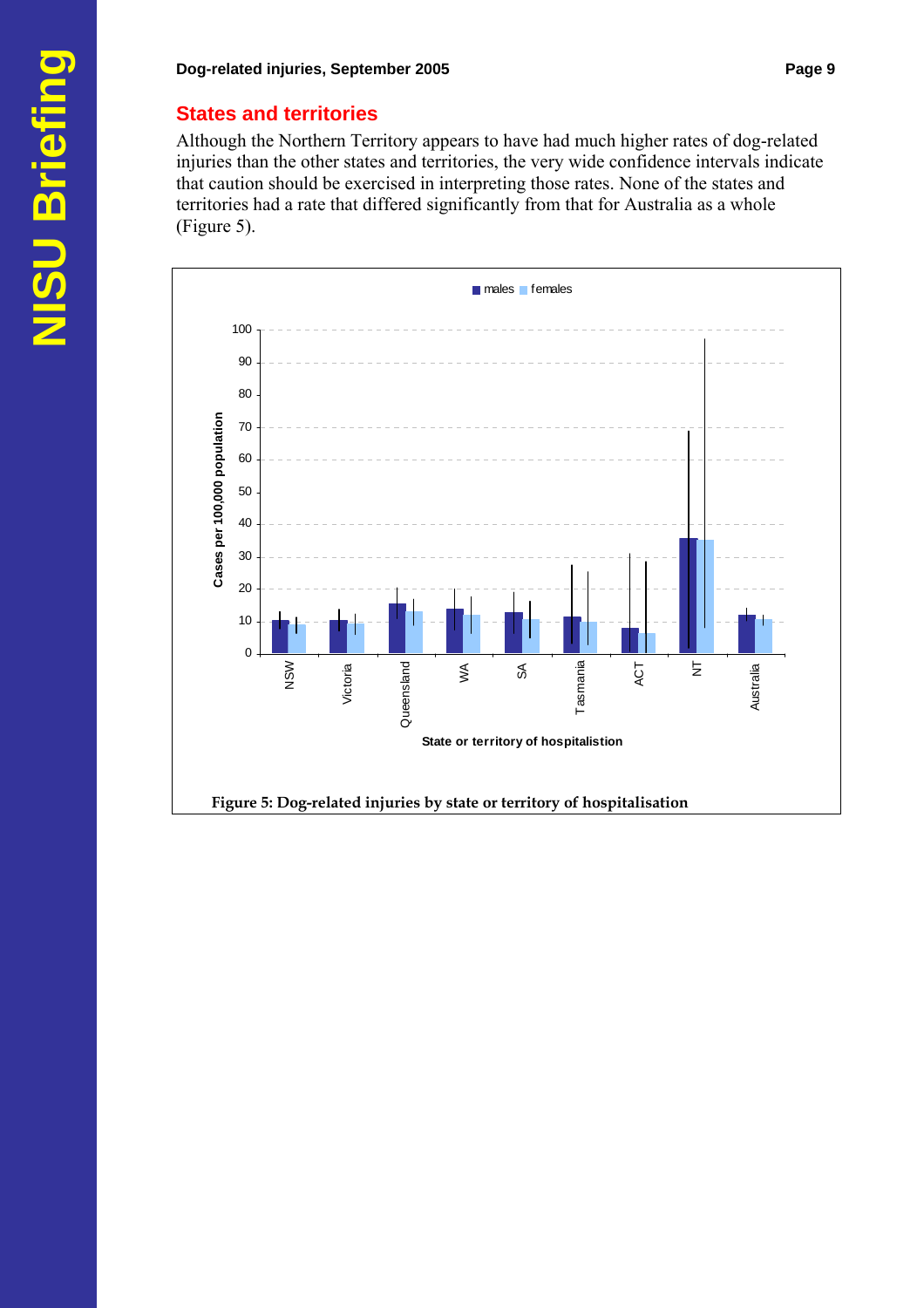## States and territories

Although the Northern Territory appears to have had much higher rates of dog-related injuries than the other states and territories, the very wide confidence intervals indicate that caution should be exercised in interpreting those rates. None of the states and territories had a rate that differed significantly from that for Australia as a whole (Figure 5).

**Figure 5: Dog-related injuries by state or territory of hospitalisation**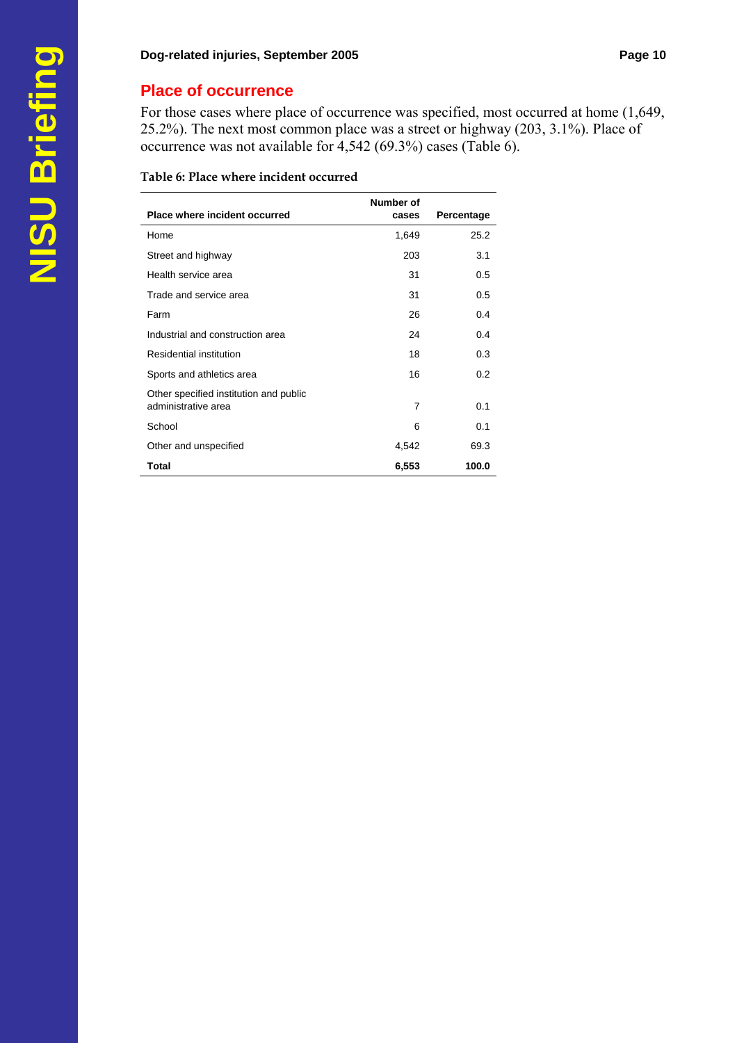## Place of occurrence

For those cases where place of occurrence was specified, most occurred at home (1,649, 25.2%). The next most common place was a street or highway (203, 3.1%). Place of occurrence was not available for 4,542 (69.3%) cases (Table 6).

**Table 6: Place where incident occurred**

| Place where incident occurred | Number of cases | Percentage |
|---|---|---|
| Home | 1,649 | 25.2 |
| Street and highway | 203 | 3.1 |
| Health service area | 31 | 0.5 |
| Trade and service area | 31 | 0.5 |
| Farm | 26 | 0.4 |
| Industrial and construction area | 24 | 0.4 |
| Residential institution | 18 | 0.3 |
| Sports and athletics area | 16 | 0.2 |
| Other specified institution and public administrative area | 7 | 0.1 |
| School | 6 | 0.1 |
| Other and unspecified | 4,542 | 69.3 |
| **Total** | **6,553** | **100.0** |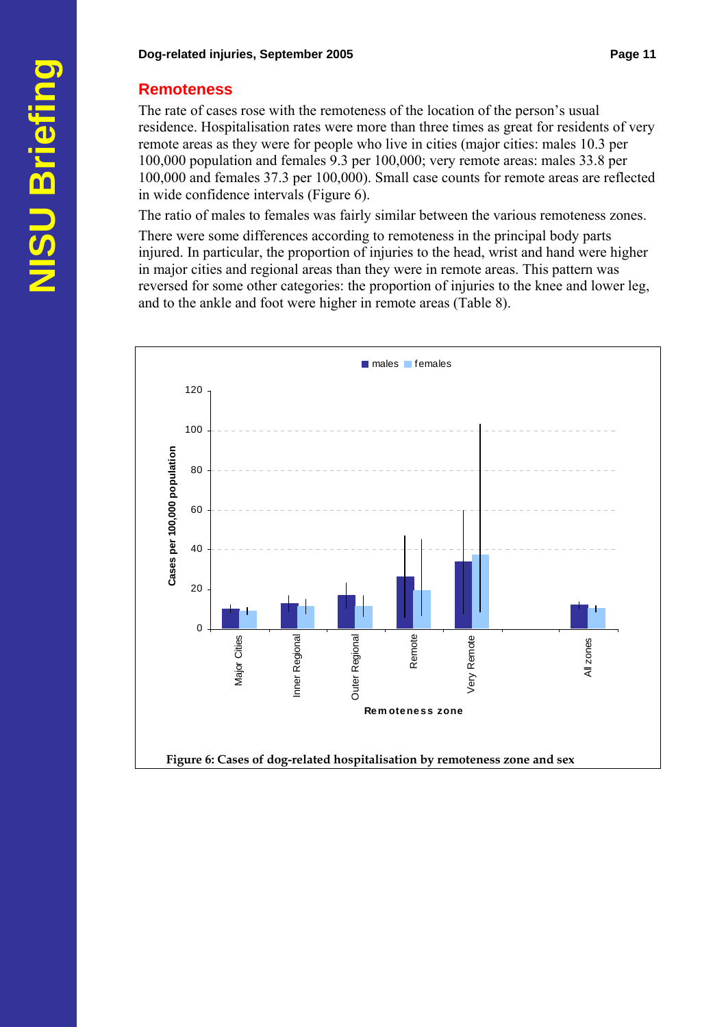## Remoteness

The rate of cases rose with the remoteness of the location of the person's usual residence. Hospitalisation rates were more than three times as great for residents of very remote areas as they were for people who live in cities (major cities: males 10.3 per 100,000 population and females 9.3 per 100,000; very remote areas: males 33.8 per 100,000 and females 37.3 per 100,000). Small case counts for remote areas are reflected in wide confidence intervals (Figure 6).

The ratio of males to females was fairly similar between the various remoteness zones.

There were some differences according to remoteness in the principal body parts injured. In particular, the proportion of injuries to the head, wrist and hand were higher in major cities and regional areas than they were in remote areas. This pattern was reversed for some other categories: the proportion of injuries to the knee and lower leg, and to the ankle and foot were higher in remote areas (Table 8).

**Figure 6: Cases of dog-related hospitalisation by remoteness zone and sex**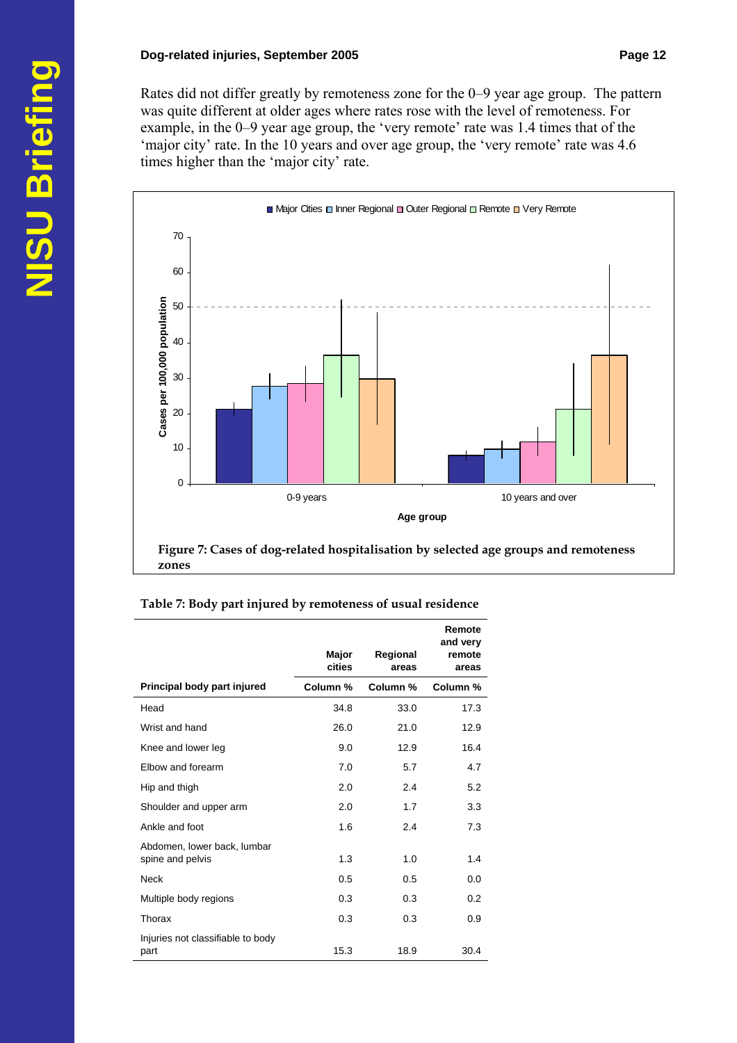Rates did not differ greatly by remoteness zone for the 0–9 year age group. The pattern was quite different at older ages where rates rose with the level of remoteness. For example, in the 0–9 year age group, the 'very remote' rate was 1.4 times that of the 'major city' rate. In the 10 years and over age group, the 'very remote' rate was 4.6 times higher than the 'major city' rate.

**Figure 7: Cases of dog-related hospitalisation by selected age groups and remoteness zones**

**Table 7: Body part injured by remoteness of usual residence**

| Principal body part injured | Major cities<br>Column % | Regional areas<br>Column % | Remote and very remote areas<br>Column % |
|---|---|---|---|
| Head | 34.8 | 33.0 | 17.3 |
| Wrist and hand | 26.0 | 21.0 | 12.9 |
| Knee and lower leg | 9.0 | 12.9 | 16.4 |
| Elbow and forearm | 7.0 | 5.7 | 4.7 |
| Hip and thigh | 2.0 | 2.4 | 5.2 |
| Shoulder and upper arm | 2.0 | 1.7 | 3.3 |
| Ankle and foot | 1.6 | 2.4 | 7.3 |
| Abdomen, lower back, lumbar spine and pelvis | 1.3 | 1.0 | 1.4 |
| Neck | 0.5 | 0.5 | 0.0 |
| Multiple body regions | 0.3 | 0.3 | 0.2 |
| Thorax | 0.3 | 0.3 | 0.9 |
| Injuries not classifiable to body part | 15.3 | 18.9 | 30.4 |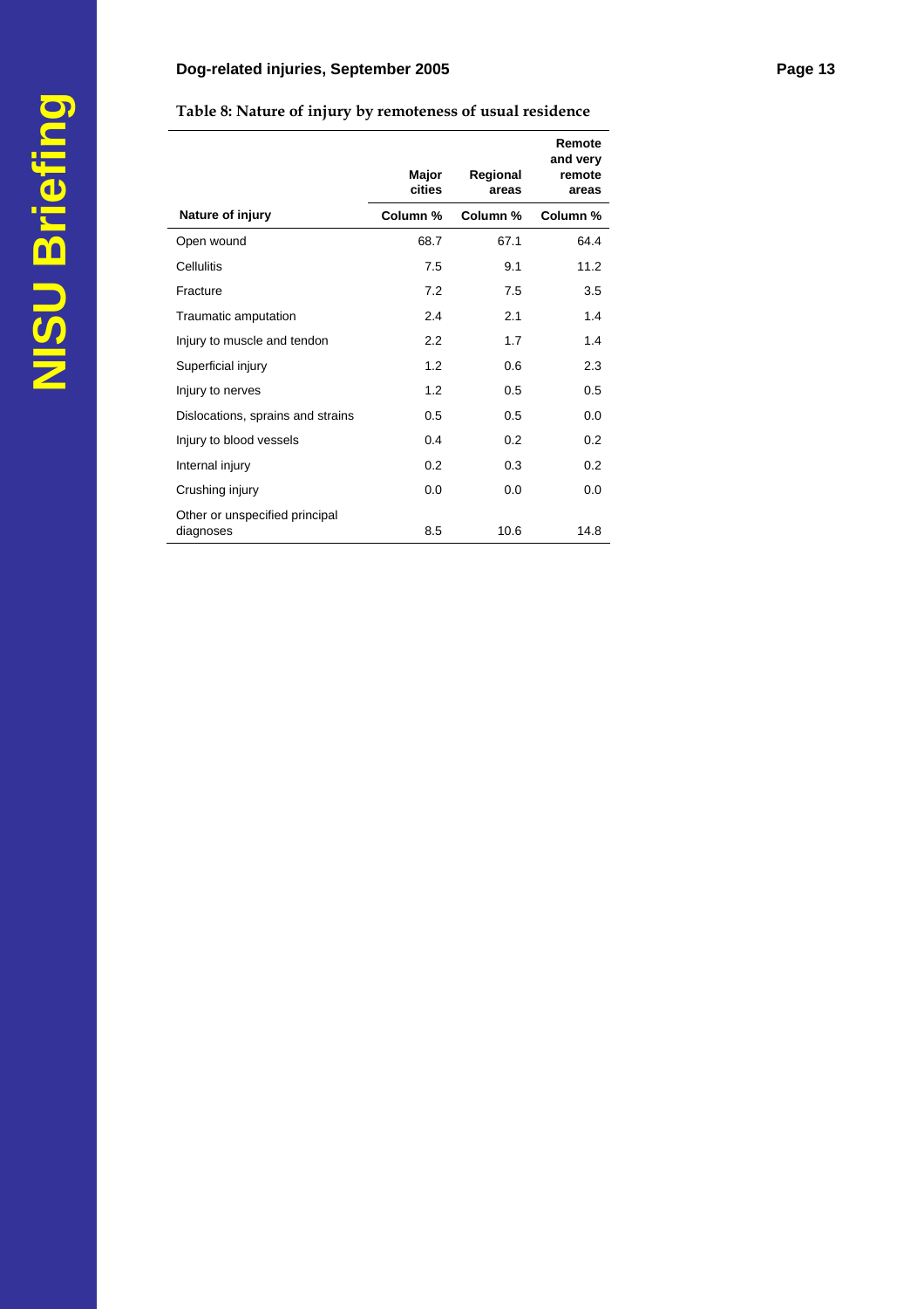**Table 8: Nature of injury by remoteness of usual residence**

| | Major cities | Regional areas | Remote and very remote areas |
|---|---|---|---|
| **Nature of injury** | **Column %** | **Column %** | **Column %** |
| Open wound | 68.7 | 67.1 | 64.4 |
| Cellulitis | 7.5 | 9.1 | 11.2 |
| Fracture | 7.2 | 7.5 | 3.5 |
| Traumatic amputation | 2.4 | 2.1 | 1.4 |
| Injury to muscle and tendon | 2.2 | 1.7 | 1.4 |
| Superficial injury | 1.2 | 0.6 | 2.3 |
| Injury to nerves | 1.2 | 0.5 | 0.5 |
| Dislocations, sprains and strains | 0.5 | 0.5 | 0.0 |
| Injury to blood vessels | 0.4 | 0.2 | 0.2 |
| Internal injury | 0.2 | 0.3 | 0.2 |
| Crushing injury | 0.0 | 0.0 | 0.0 |
| Other or unspecified principal diagnoses | 8.5 | 10.6 | 14.8 |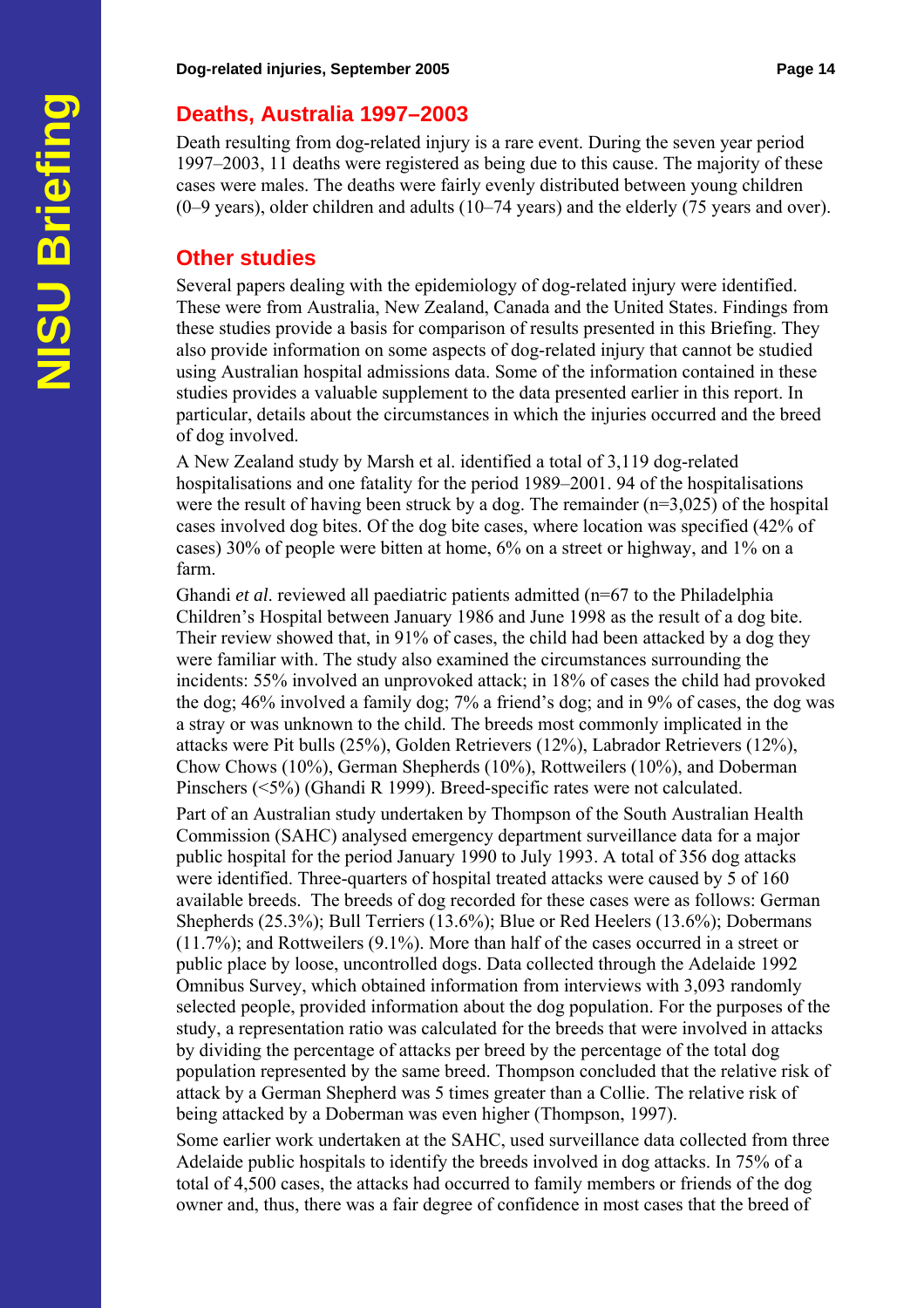## Deaths, Australia 1997–2003

Death resulting from dog-related injury is a rare event. During the seven year period 1997–2003, 11 deaths were registered as being due to this cause. The majority of these cases were males. The deaths were fairly evenly distributed between young children (0–9 years), older children and adults (10–74 years) and the elderly (75 years and over).

## Other studies

Several papers dealing with the epidemiology of dog-related injury were identified. These were from Australia, New Zealand, Canada and the United States. Findings from these studies provide a basis for comparison of results presented in this Briefing. They also provide information on some aspects of dog-related injury that cannot be studied using Australian hospital admissions data. Some of the information contained in these studies provides a valuable supplement to the data presented earlier in this report. In particular, details about the circumstances in which the injuries occurred and the breed of dog involved.

A New Zealand study by Marsh et al. identified a total of 3,119 dog-related hospitalisations and one fatality for the period 1989–2001. 94 of the hospitalisations were the result of having been struck by a dog. The remainder (n=3,025) of the hospital cases involved dog bites. Of the dog bite cases, where location was specified (42% of cases) 30% of people were bitten at home, 6% on a street or highway, and 1% on a farm.

Ghandi *et al.* reviewed all paediatric patients admitted (n=67 to the Philadelphia Children's Hospital between January 1986 and June 1998 as the result of a dog bite. Their review showed that, in 91% of cases, the child had been attacked by a dog they were familiar with. The study also examined the circumstances surrounding the incidents: 55% involved an unprovoked attack; in 18% of cases the child had provoked the dog; 46% involved a family dog; 7% a friend's dog; and in 9% of cases, the dog was a stray or was unknown to the child. The breeds most commonly implicated in the attacks were Pit bulls (25%), Golden Retrievers (12%), Labrador Retrievers (12%), Chow Chows (10%), German Shepherds (10%), Rottweilers (10%), and Doberman Pinschers (<5%) (Ghandi R 1999). Breed-specific rates were not calculated.

Part of an Australian study undertaken by Thompson of the South Australian Health Commission (SAHC) analysed emergency department surveillance data for a major public hospital for the period January 1990 to July 1993. A total of 356 dog attacks were identified. Three-quarters of hospital treated attacks were caused by 5 of 160 available breeds. The breeds of dog recorded for these cases were as follows: German Shepherds (25.3%); Bull Terriers (13.6%); Blue or Red Heelers (13.6%); Dobermans (11.7%); and Rottweilers (9.1%). More than half of the cases occurred in a street or public place by loose, uncontrolled dogs. Data collected through the Adelaide 1992 Omnibus Survey, which obtained information from interviews with 3,093 randomly selected people, provided information about the dog population. For the purposes of the study, a representation ratio was calculated for the breeds that were involved in attacks by dividing the percentage of attacks per breed by the percentage of the total dog population represented by the same breed. Thompson concluded that the relative risk of attack by a German Shepherd was 5 times greater than a Collie. The relative risk of being attacked by a Doberman was even higher (Thompson, 1997).

Some earlier work undertaken at the SAHC, used surveillance data collected from three Adelaide public hospitals to identify the breeds involved in dog attacks. In 75% of a total of 4,500 cases, the attacks had occurred to family members or friends of the dog owner and, thus, there was a fair degree of confidence in most cases that the breed of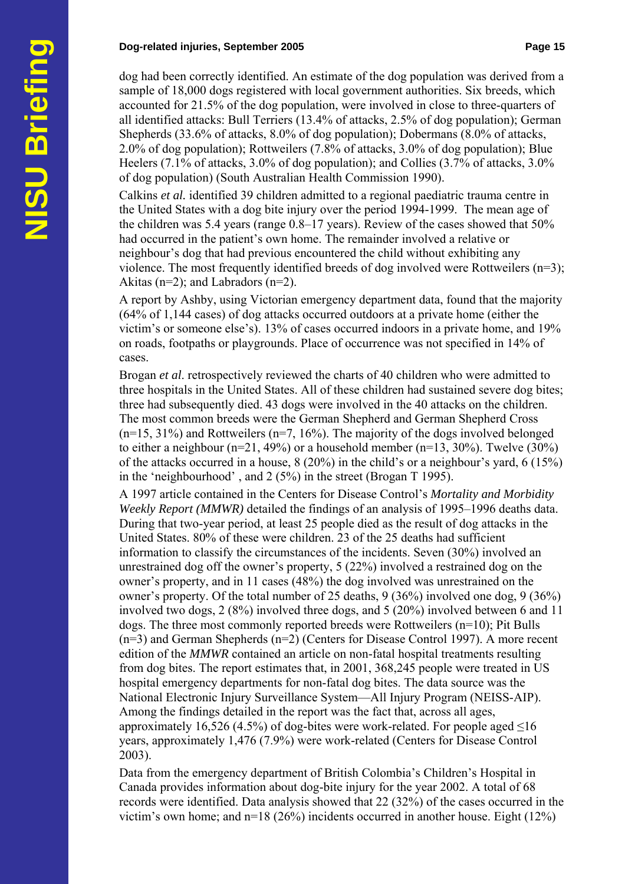dog had been correctly identified. An estimate of the dog population was derived from a sample of 18,000 dogs registered with local government authorities. Six breeds, which accounted for 21.5% of the dog population, were involved in close to three-quarters of all identified attacks: Bull Terriers (13.4% of attacks, 2.5% of dog population); German Shepherds (33.6% of attacks, 8.0% of dog population); Dobermans (8.0% of attacks, 2.0% of dog population); Rottweilers (7.8% of attacks, 3.0% of dog population); Blue Heelers (7.1% of attacks, 3.0% of dog population); and Collies (3.7% of attacks, 3.0% of dog population) (South Australian Health Commission 1990).

Calkins *et al.* identified 39 children admitted to a regional paediatric trauma centre in the United States with a dog bite injury over the period 1994-1999. The mean age of the children was 5.4 years (range 0.8–17 years). Review of the cases showed that 50% had occurred in the patient's own home. The remainder involved a relative or neighbour's dog that had previous encountered the child without exhibiting any violence. The most frequently identified breeds of dog involved were Rottweilers (n=3); Akitas (n=2); and Labradors (n=2).

A report by Ashby, using Victorian emergency department data, found that the majority (64% of 1,144 cases) of dog attacks occurred outdoors at a private home (either the victim's or someone else's). 13% of cases occurred indoors in a private home, and 19% on roads, footpaths or playgrounds. Place of occurrence was not specified in 14% of cases.

Brogan *et al*. retrospectively reviewed the charts of 40 children who were admitted to three hospitals in the United States. All of these children had sustained severe dog bites; three had subsequently died. 43 dogs were involved in the 40 attacks on the children. The most common breeds were the German Shepherd and German Shepherd Cross (n=15, 31%) and Rottweilers (n=7, 16%). The majority of the dogs involved belonged to either a neighbour (n=21, 49%) or a household member (n=13, 30%). Twelve (30%) of the attacks occurred in a house, 8 (20%) in the child's or a neighbour's yard, 6 (15%) in the 'neighbourhood' , and 2 (5%) in the street (Brogan T 1995).

A 1997 article contained in the Centers for Disease Control's *Mortality and Morbidity Weekly Report (MMWR)* detailed the findings of an analysis of 1995–1996 deaths data. During that two-year period, at least 25 people died as the result of dog attacks in the United States. 80% of these were children. 23 of the 25 deaths had sufficient information to classify the circumstances of the incidents. Seven (30%) involved an unrestrained dog off the owner's property, 5 (22%) involved a restrained dog on the owner's property, and in 11 cases (48%) the dog involved was unrestrained on the owner's property. Of the total number of 25 deaths, 9 (36%) involved one dog, 9 (36%) involved two dogs, 2 (8%) involved three dogs, and 5 (20%) involved between 6 and 11 dogs. The three most commonly reported breeds were Rottweilers (n=10); Pit Bulls (n=3) and German Shepherds (n=2) (Centers for Disease Control 1997). A more recent edition of the *MMWR* contained an article on non-fatal hospital treatments resulting from dog bites. The report estimates that, in 2001, 368,245 people were treated in US hospital emergency departments for non-fatal dog bites. The data source was the National Electronic Injury Surveillance System—All Injury Program (NEISS-AIP). Among the findings detailed in the report was the fact that, across all ages, approximately 16,526 (4.5%) of dog-bites were work-related. For people aged ≤16 years, approximately 1,476 (7.9%) were work-related (Centers for Disease Control 2003).

Data from the emergency department of British Colombia's Children's Hospital in Canada provides information about dog-bite injury for the year 2002. A total of 68 records were identified. Data analysis showed that 22 (32%) of the cases occurred in the victim's own home; and n=18 (26%) incidents occurred in another house. Eight (12%)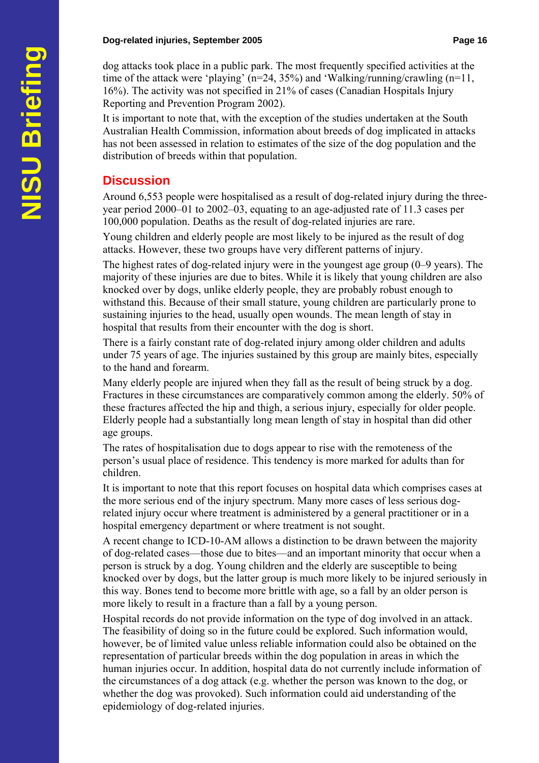dog attacks took place in a public park. The most frequently specified activities at the time of the attack were 'playing' (n=24, 35%) and 'Walking/running/crawling (n=11, 16%). The activity was not specified in 21% of cases (Canadian Hospitals Injury Reporting and Prevention Program 2002).

It is important to note that, with the exception of the studies undertaken at the South Australian Health Commission, information about breeds of dog implicated in attacks has not been assessed in relation to estimates of the size of the dog population and the distribution of breeds within that population.

## Discussion

Around 6,553 people were hospitalised as a result of dog-related injury during the three-year period 2000–01 to 2002–03, equating to an age-adjusted rate of 11.3 cases per 100,000 population. Deaths as the result of dog-related injuries are rare.

Young children and elderly people are most likely to be injured as the result of dog attacks. However, these two groups have very different patterns of injury.

The highest rates of dog-related injury were in the youngest age group (0–9 years). The majority of these injuries are due to bites. While it is likely that young children are also knocked over by dogs, unlike elderly people, they are probably robust enough to withstand this. Because of their small stature, young children are particularly prone to sustaining injuries to the head, usually open wounds. The mean length of stay in hospital that results from their encounter with the dog is short.

There is a fairly constant rate of dog-related injury among older children and adults under 75 years of age. The injuries sustained by this group are mainly bites, especially to the hand and forearm.

Many elderly people are injured when they fall as the result of being struck by a dog. Fractures in these circumstances are comparatively common among the elderly. 50% of these fractures affected the hip and thigh, a serious injury, especially for older people. Elderly people had a substantially long mean length of stay in hospital than did other age groups.

The rates of hospitalisation due to dogs appear to rise with the remoteness of the person's usual place of residence. This tendency is more marked for adults than for children.

It is important to note that this report focuses on hospital data which comprises cases at the more serious end of the injury spectrum. Many more cases of less serious dog-related injury occur where treatment is administered by a general practitioner or in a hospital emergency department or where treatment is not sought.

A recent change to ICD-10-AM allows a distinction to be drawn between the majority of dog-related cases—those due to bites—and an important minority that occur when a person is struck by a dog. Young children and the elderly are susceptible to being knocked over by dogs, but the latter group is much more likely to be injured seriously in this way. Bones tend to become more brittle with age, so a fall by an older person is more likely to result in a fracture than a fall by a young person.

Hospital records do not provide information on the type of dog involved in an attack. The feasibility of doing so in the future could be explored. Such information would, however, be of limited value unless reliable information could also be obtained on the representation of particular breeds within the dog population in areas in which the human injuries occur. In addition, hospital data do not currently include information of the circumstances of a dog attack (e.g. whether the person was known to the dog, or whether the dog was provoked). Such information could aid understanding of the epidemiology of dog-related injuries.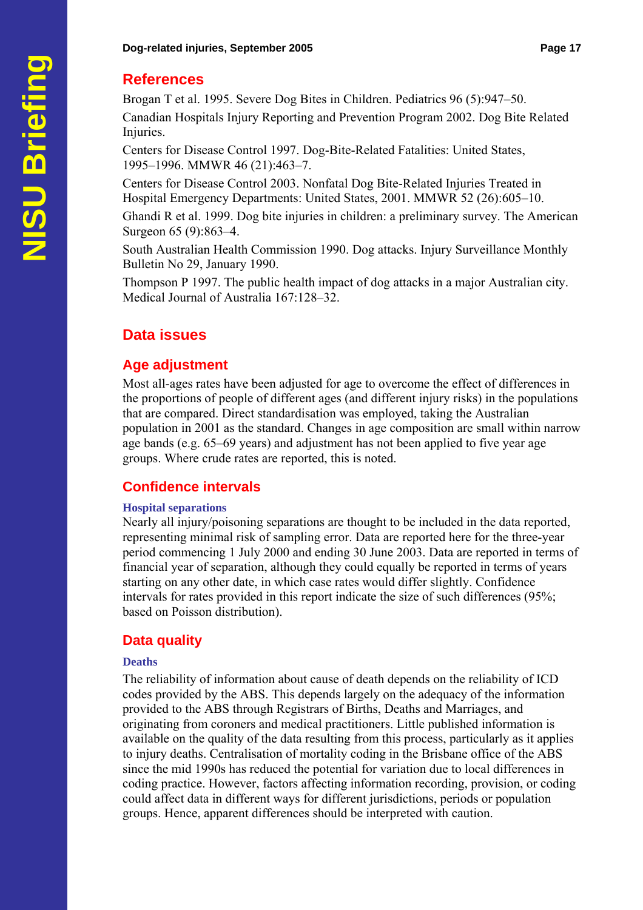## References

Brogan T et al. 1995. Severe Dog Bites in Children. Pediatrics 96 (5):947–50.

Canadian Hospitals Injury Reporting and Prevention Program 2002. Dog Bite Related Injuries.

Centers for Disease Control 1997. Dog-Bite-Related Fatalities: United States, 1995–1996. MMWR 46 (21):463–7.

Centers for Disease Control 2003. Nonfatal Dog Bite-Related Injuries Treated in Hospital Emergency Departments: United States, 2001. MMWR 52 (26):605–10.

Ghandi R et al. 1999. Dog bite injuries in children: a preliminary survey. The American Surgeon 65 (9):863–4.

South Australian Health Commission 1990. Dog attacks. Injury Surveillance Monthly Bulletin No 29, January 1990.

Thompson P 1997. The public health impact of dog attacks in a major Australian city. Medical Journal of Australia 167:128–32.

## Data issues

## Age adjustment

Most all-ages rates have been adjusted for age to overcome the effect of differences in the proportions of people of different ages (and different injury risks) in the populations that are compared. Direct standardisation was employed, taking the Australian population in 2001 as the standard. Changes in age composition are small within narrow age bands (e.g. 65–69 years) and adjustment has not been applied to five year age groups. Where crude rates are reported, this is noted.

## Confidence intervals

### Hospital separations

Nearly all injury/poisoning separations are thought to be included in the data reported, representing minimal risk of sampling error. Data are reported here for the three-year period commencing 1 July 2000 and ending 30 June 2003. Data are reported in terms of financial year of separation, although they could equally be reported in terms of years starting on any other date, in which case rates would differ slightly. Confidence intervals for rates provided in this report indicate the size of such differences (95%; based on Poisson distribution).

## Data quality

### Deaths

The reliability of information about cause of death depends on the reliability of ICD codes provided by the ABS. This depends largely on the adequacy of the information provided to the ABS through Registrars of Births, Deaths and Marriages, and originating from coroners and medical practitioners. Little published information is available on the quality of the data resulting from this process, particularly as it applies to injury deaths. Centralisation of mortality coding in the Brisbane office of the ABS since the mid 1990s has reduced the potential for variation due to local differences in coding practice. However, factors affecting information recording, provision, or coding could affect data in different ways for different jurisdictions, periods or population groups. Hence, apparent differences should be interpreted with caution.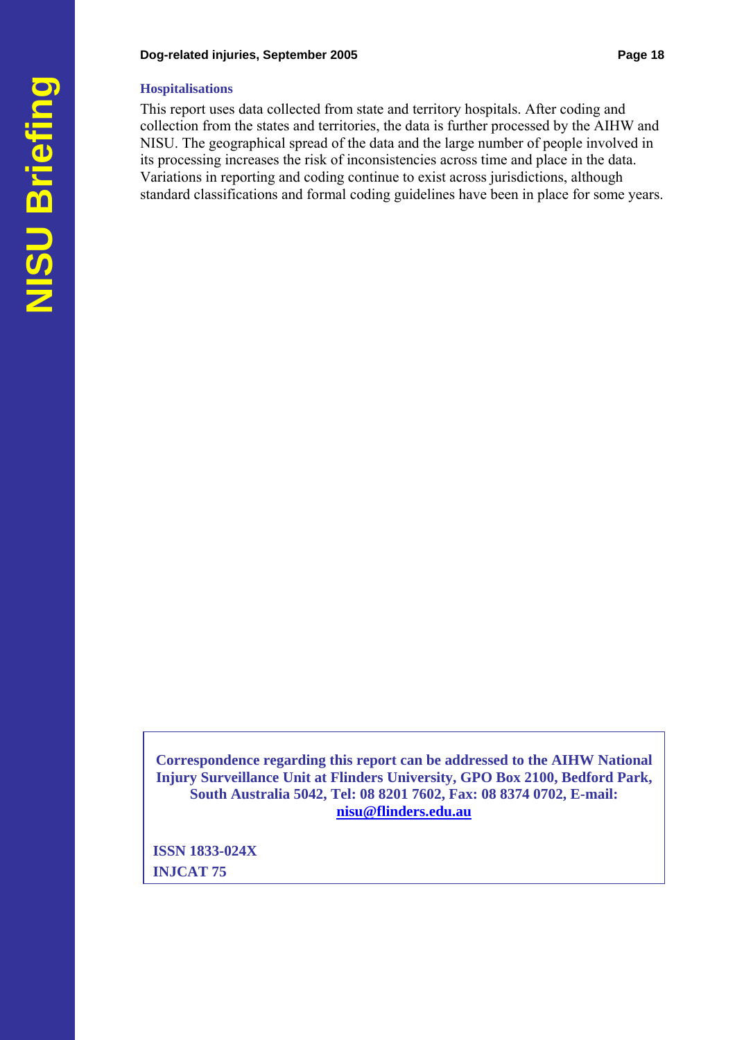### Hospitalisations

This report uses data collected from state and territory hospitals. After coding and collection from the states and territories, the data is further processed by the AIHW and NISU. The geographical spread of the data and the large number of people involved in its processing increases the risk of inconsistencies across time and place in the data. Variations in reporting and coding continue to exist across jurisdictions, although standard classifications and formal coding guidelines have been in place for some years.

**Correspondence regarding this report can be addressed to the AIHW National Injury Surveillance Unit at Flinders University, GPO Box 2100, Bedford Park, South Australia 5042, Tel: 08 8201 7602, Fax: 08 8374 0702, E-mail: nisu@flinders.edu.au**

**ISSN 1833-024X**

**INJCAT 75**